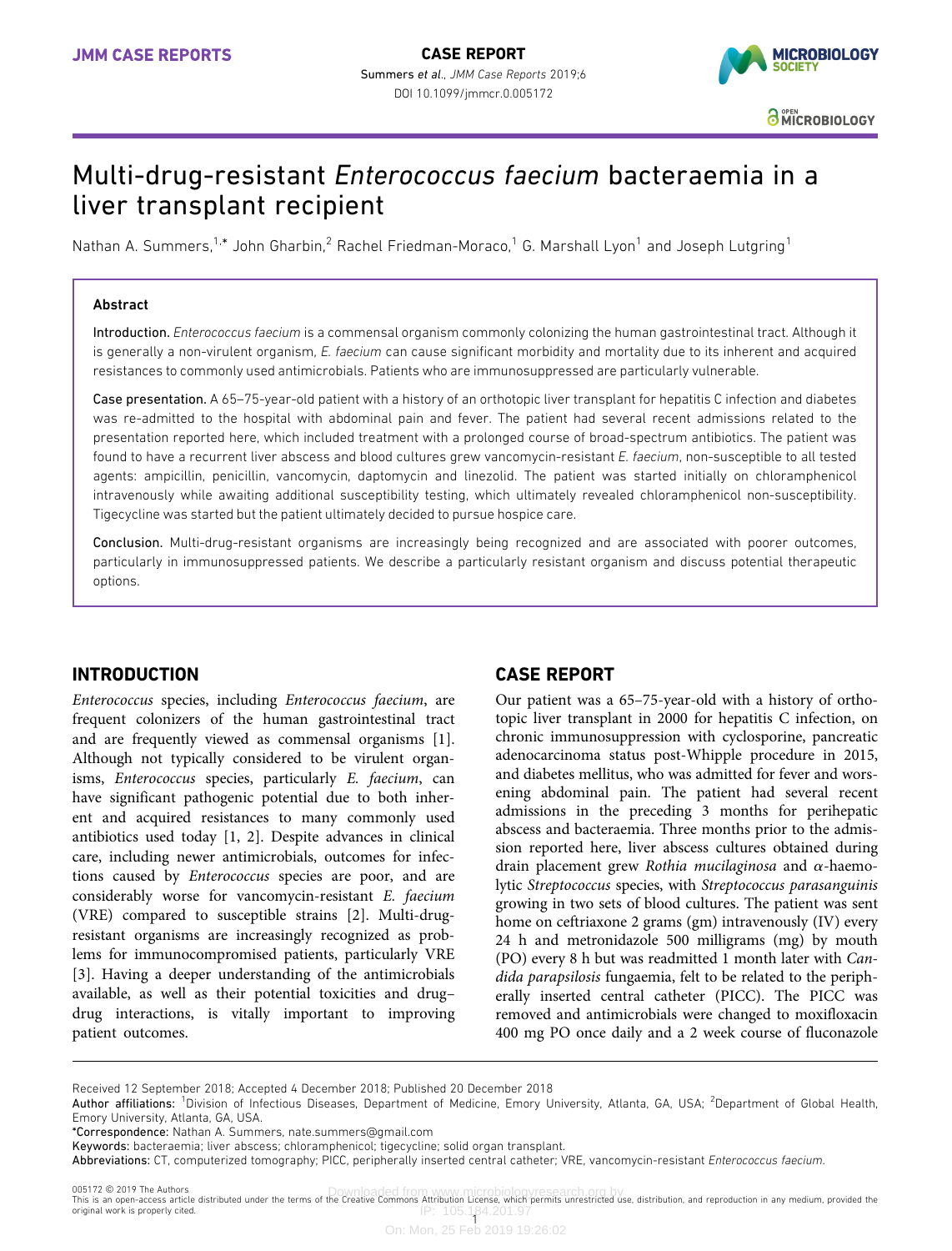# Multi-drug-resistant *Enterococcus faecium* bacteraemia in a liver transplant recipient

Nathan A. Summers,[1,*] John Gharbin,[2] Rachel Friedman-Moraco,[1] G. Marshall Lyon[1] and Joseph Lutgring[1]

## Abstract

**Introduction.** *Enterococcus faecium* is a commensal organism commonly colonizing the human gastrointestinal tract. Although it is generally a non-virulent organism, *E. faecium* can cause significant morbidity and mortality due to its inherent and acquired resistances to commonly used antimicrobials. Patients who are immunosuppressed are particularly vulnerable.

**Case presentation.** A 65–75-year-old patient with a history of an orthotopic liver transplant for hepatitis C infection and diabetes was re-admitted to the hospital with abdominal pain and fever. The patient had several recent admissions related to the presentation reported here, which included treatment with a prolonged course of broad-spectrum antibiotics. The patient was found to have a recurrent liver abscess and blood cultures grew vancomycin-resistant *E. faecium*, non-susceptible to all tested agents: ampicillin, penicillin, vancomycin, daptomycin and linezolid. The patient was started initially on chloramphenicol intravenously while awaiting additional susceptibility testing, which ultimately revealed chloramphenicol non-susceptibility. Tigecycline was started but the patient ultimately decided to pursue hospice care.

**Conclusion.** Multi-drug-resistant organisms are increasingly being recognized and are associated with poorer outcomes, particularly in immunosuppressed patients. We describe a particularly resistant organism and discuss potential therapeutic options.

## INTRODUCTION

*Enterococcus* species, including *Enterococcus faecium*, are frequent colonizers of the human gastrointestinal tract and are frequently viewed as commensal organisms [1]. Although not typically considered to be virulent organisms, *Enterococcus* species, particularly *E. faecium*, can have significant pathogenic potential due to both inherent and acquired resistances to many commonly used antibiotics used today [1, 2]. Despite advances in clinical care, including newer antimicrobials, outcomes for infections caused by *Enterococcus* species are poor, and are considerably worse for vancomycin-resistant *E. faecium* (VRE) compared to susceptible strains [2]. Multi-drug-resistant organisms are increasingly recognized as problems for immunocompromised patients, particularly VRE [3]. Having a deeper understanding of the antimicrobials available, as well as their potential toxicities and drug–drug interactions, is vitally important to improving patient outcomes.

## CASE REPORT

Our patient was a 65–75-year-old with a history of orthotopic liver transplant in 2000 for hepatitis C infection, on chronic immunosuppression with cyclosporine, pancreatic adenocarcinoma status post-Whipple procedure in 2015, and diabetes mellitus, who was admitted for fever and worsening abdominal pain. The patient had several recent admissions in the preceding 3 months for perihepatic abscess and bacteraemia. Three months prior to the admission reported here, liver abscess cultures obtained during drain placement grew *Rothia mucilaginosa* and α-haemolytic *Streptococcus* species, with *Streptococcus parasanguinis* growing in two sets of blood cultures. The patient was sent home on ceftriaxone 2 grams (gm) intravenously (IV) every 24 h and metronidazole 500 milligrams (mg) by mouth (PO) every 8 h but was readmitted 1 month later with *Candida parapsilosis* fungaemia, felt to be related to the peripherally inserted central catheter (PICC). The PICC was removed and antimicrobials were changed to moxifloxacin 400 mg PO once daily and a 2 week course of fluconazole

Received 12 September 2018; Accepted 4 December 2018; Published 20 December 2018

**Author affiliations:** [1]Division of Infectious Diseases, Department of Medicine, Emory University, Atlanta, GA, USA; [2]Department of Global Health, Emory University, Atlanta, GA, USA.

***Correspondence:** Nathan A. Summers, nate.summers@gmail.com

**Keywords:** bacteraemia; liver abscess; chloramphenicol; tigecycline; solid organ transplant.

**Abbreviations:** CT, computerized tomography; PICC, peripherally inserted central catheter; VRE, vancomycin-resistant *Enterococcus faecium*.

005172 © 2019 The Authors

This is an open-access article distributed under the terms of the Creative Commons Attribution License, which permits unrestricted use, distribution, and reproduction in any medium, provided the original work is properly cited.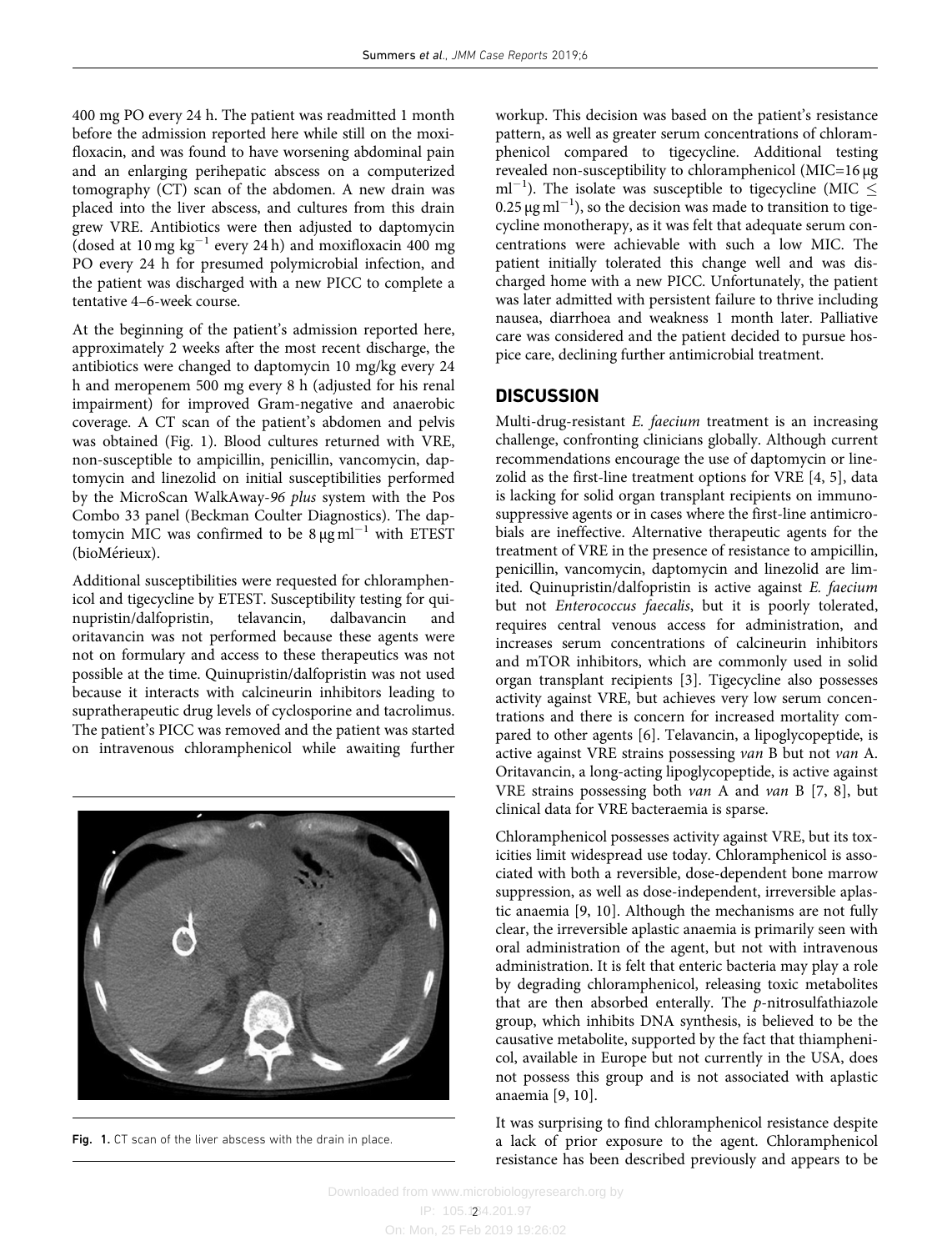400 mg PO every 24 h. The patient was readmitted 1 month before the admission reported here while still on the moxifloxacin, and was found to have worsening abdominal pain and an enlarging perihepatic abscess on a computerized tomography (CT) scan of the abdomen. A new drain was placed into the liver abscess, and cultures from this drain grew VRE. Antibiotics were then adjusted to daptomycin (dosed at 10 mg $kg^{-1}$ every 24 h) and moxifloxacin 400 mg PO every 24 h for presumed polymicrobial infection, and the patient was discharged with a new PICC to complete a tentative 4–6-week course.

At the beginning of the patient's admission reported here, approximately 2 weeks after the most recent discharge, the antibiotics were changed to daptomycin 10 mg/kg every 24 h and meropenem 500 mg every 8 h (adjusted for his renal impairment) for improved Gram-negative and anaerobic coverage. A CT scan of the patient's abdomen and pelvis was obtained (Fig. 1). Blood cultures returned with VRE, non-susceptible to ampicillin, penicillin, vancomycin, daptomycin and linezolid on initial susceptibilities performed by the MicroScan WalkAway-*96 plus* system with the Pos Combo 33 panel (Beckman Coulter Diagnostics). The daptomycin MIC was confirmed to be 8 µg $ml^{-1}$ with ETEST (bioMérieux).

Additional susceptibilities were requested for chloramphenicol and tigecycline by ETEST. Susceptibility testing for quinupristin/dalfopristin, telavancin, dalbavancin and oritavancin was not performed because these agents were not on formulary and access to these therapeutics was not possible at the time. Quinupristin/dalfopristin was not used because it interacts with calcineurin inhibitors leading to supratherapeutic drug levels of cyclosporine and tacrolimus. The patient's PICC was removed and the patient was started on intravenous chloramphenicol while awaiting further

Fig. 1. CT scan of the liver abscess with the drain in place.

workup. This decision was based on the patient's resistance pattern, as well as greater serum concentrations of chloramphenicol compared to tigecycline. Additional testing revealed non-susceptibility to chloramphenicol (MIC=16 µg $ml^{-1}$). The isolate was susceptible to tigecycline (MIC $\leq$ 0.25 µg $ml^{-1}$), so the decision was made to transition to tigecycline monotherapy, as it was felt that adequate serum concentrations were achievable with such a low MIC. The patient initially tolerated this change well and was discharged home with a new PICC. Unfortunately, the patient was later admitted with persistent failure to thrive including nausea, diarrhoea and weakness 1 month later. Palliative care was considered and the patient decided to pursue hospice care, declining further antimicrobial treatment.

## DISCUSSION

Multi-drug-resistant *E. faecium* treatment is an increasing challenge, confronting clinicians globally. Although current recommendations encourage the use of daptomycin or linezolid as the first-line treatment options for VRE [4, 5], data is lacking for solid organ transplant recipients on immunosuppressive agents or in cases where the first-line antimicrobials are ineffective. Alternative therapeutic agents for the treatment of VRE in the presence of resistance to ampicillin, penicillin, vancomycin, daptomycin and linezolid are limited. Quinupristin/dalfopristin is active against *E. faecium* but not *Enterococcus faecalis*, but it is poorly tolerated, requires central venous access for administration, and increases serum concentrations of calcineurin inhibitors and mTOR inhibitors, which are commonly used in solid organ transplant recipients [3]. Tigecycline also possesses activity against VRE, but achieves very low serum concentrations and there is concern for increased mortality compared to other agents [6]. Telavancin, a lipoglycopeptide, is active against VRE strains possessing *van* B but not *van* A. Oritavancin, a long-acting lipoglycopeptide, is active against VRE strains possessing both *van* A and *van* B [7, 8], but clinical data for VRE bacteraemia is sparse.

Chloramphenicol possesses activity against VRE, but its toxicities limit widespread use today. Chloramphenicol is associated with both a reversible, dose-dependent bone marrow suppression, as well as dose-independent, irreversible aplastic anaemia [9, 10]. Although the mechanisms are not fully clear, the irreversible aplastic anaemia is primarily seen with oral administration of the agent, but not with intravenous administration. It is felt that enteric bacteria may play a role by degrading chloramphenicol, releasing toxic metabolites that are then absorbed enterally. The *p*-nitrosulfathiazole group, which inhibits DNA synthesis, is believed to be the causative metabolite, supported by the fact that thiamphenicol, available in Europe but not currently in the USA, does not possess this group and is not associated with aplastic anaemia [9, 10].

It was surprising to find chloramphenicol resistance despite a lack of prior exposure to the agent. Chloramphenicol resistance has been described previously and appears to be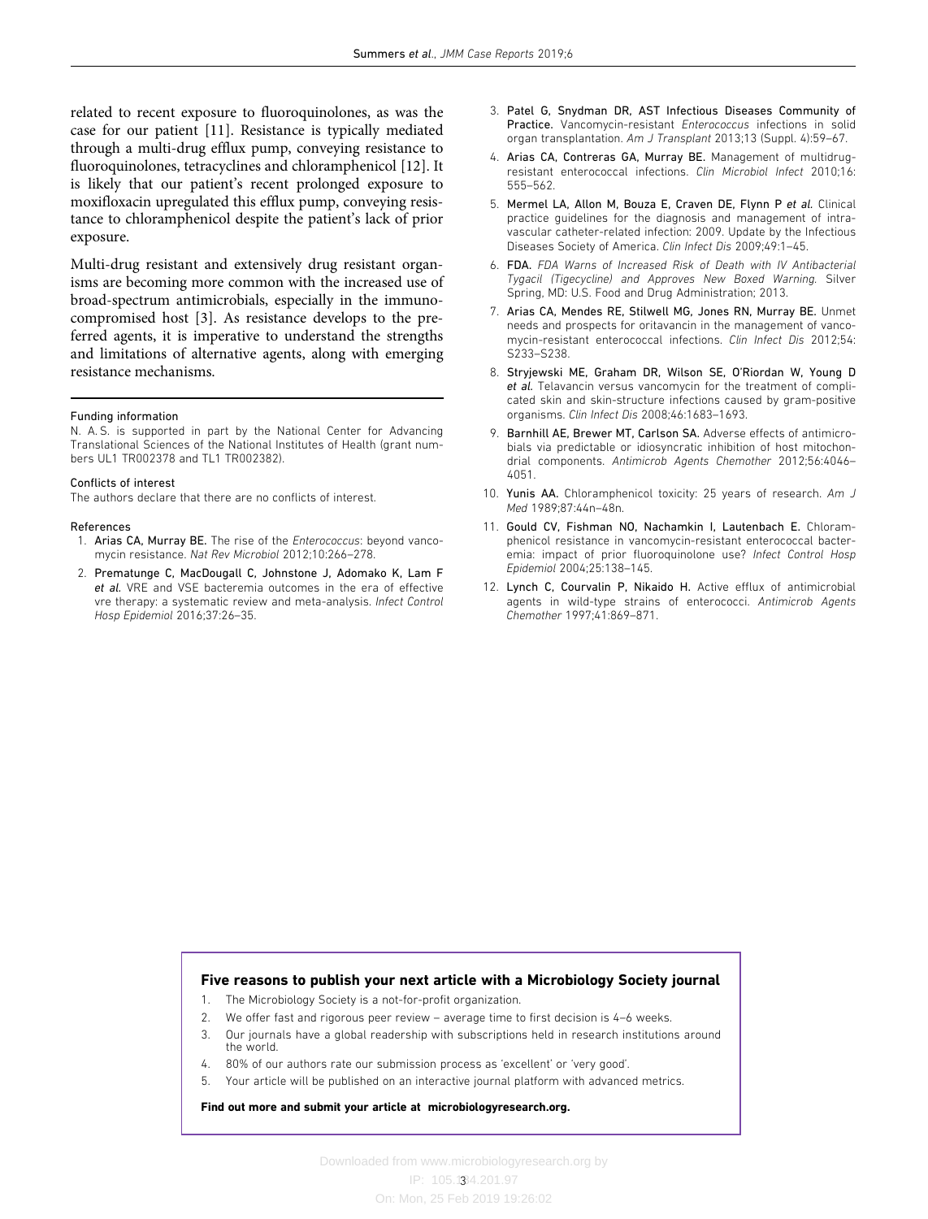related to recent exposure to fluoroquinolones, as was the case for our patient [11]. Resistance is typically mediated through a multi-drug efflux pump, conveying resistance to fluoroquinolones, tetracyclines and chloramphenicol [12]. It is likely that our patient's recent prolonged exposure to moxifloxacin upregulated this efflux pump, conveying resistance to chloramphenicol despite the patient's lack of prior exposure.

Multi-drug resistant and extensively drug resistant organisms are becoming more common with the increased use of broad-spectrum antimicrobials, especially in the immunocompromised host [3]. As resistance develops to the preferred agents, it is imperative to understand the strengths and limitations of alternative agents, along with emerging resistance mechanisms.

#### Funding information

N. A. S. is supported in part by the National Center for Advancing Translational Sciences of the National Institutes of Health (grant numbers UL1 TR002378 and TL1 TR002382).

#### Conflicts of interest

The authors declare that there are no conflicts of interest.

#### References

1. **Arias CA, Murray BE.** The rise of the *Enterococcus*: beyond vancomycin resistance. *Nat Rev Microbiol* 2012;10:266–278.
2. **Prematunge C, MacDougall C, Johnstone J, Adomako K, Lam F *et al.*** VRE and VSE bacteremia outcomes in the era of effective vre therapy: a systematic review and meta-analysis. *Infect Control Hosp Epidemiol* 2016;37:26–35.
3. **Patel G, Snydman DR, AST Infectious Diseases Community of Practice.** Vancomycin-resistant *Enterococcus* infections in solid organ transplantation. *Am J Transplant* 2013;13 (Suppl. 4):59–67.
4. **Arias CA, Contreras GA, Murray BE.** Management of multidrug-resistant enterococcal infections. *Clin Microbiol Infect* 2010;16: 555–562.
5. **Mermel LA, Allon M, Bouza E, Craven DE, Flynn P *et al.*** Clinical practice guidelines for the diagnosis and management of intravascular catheter-related infection: 2009. Update by the Infectious Diseases Society of America. *Clin Infect Dis* 2009;49:1–45.
6. **FDA.** *FDA Warns of Increased Risk of Death with IV Antibacterial Tygacil (Tigecycline) and Approves New Boxed Warning.* Silver Spring, MD: U.S. Food and Drug Administration; 2013.
7. **Arias CA, Mendes RE, Stilwell MG, Jones RN, Murray BE.** Unmet needs and prospects for oritavancin in the management of vancomycin-resistant enterococcal infections. *Clin Infect Dis* 2012;54: S233–S238.
8. **Stryjewski ME, Graham DR, Wilson SE, O'Riordan W, Young D *et al.*** Telavancin versus vancomycin for the treatment of complicated skin and skin-structure infections caused by gram-positive organisms. *Clin Infect Dis* 2008;46:1683–1693.
9. **Barnhill AE, Brewer MT, Carlson SA.** Adverse effects of antimicrobials via predictable or idiosyncratic inhibition of host mitochondrial components. *Antimicrob Agents Chemother* 2012;56:4046–4051.
10. **Yunis AA.** Chloramphenicol toxicity: 25 years of research. *Am J Med* 1989;87:44n–48n.
11. **Gould CV, Fishman NO, Nachamkin I, Lautenbach E.** Chloramphenicol resistance in vancomycin-resistant enterococcal bacteremia: impact of prior fluoroquinolone use? *Infect Control Hosp Epidemiol* 2004;25:138–145.
12. **Lynch C, Courvalin P, Nikaido H.** Active efflux of antimicrobial agents in wild-type strains of enterococci. *Antimicrob Agents Chemother* 1997;41:869–871.

**Five reasons to publish your next article with a Microbiology Society journal**

1. The Microbiology Society is a not-for-profit organization.
2. We offer fast and rigorous peer review – average time to first decision is 4–6 weeks.
3. Our journals have a global readership with subscriptions held in research institutions around the world.
4. 80% of our authors rate our submission process as 'excellent' or 'very good'.
5. Your article will be published on an interactive journal platform with advanced metrics.

**Find out more and submit your article at microbiologyresearch.org.**